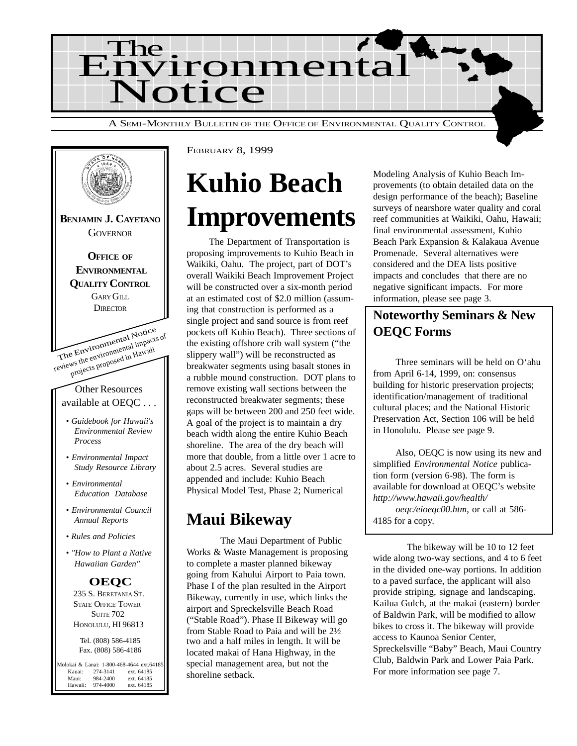# The Environmental Notice

A SEMI-MONTHLY BULLETIN OF THE OFFICE OF ENVIRONMENTAL QUALITY CONTROL

**BENJAMIN J. CAYETANO**
GOVERNOR

**OFFICE OF ENVIRONMENTAL QUALITY CONTROL**
GARY GILL
DIRECTOR

The Environmental Notice reviews the environmental impacts of projects proposed in Hawaii

Other Resources available at OEQC . . .

- *Guidebook for Hawaii's Environmental Review Process*
- *Environmental Impact Study Resource Library*
- *Environmental Education Database*
- *Environmental Council Annual Reports*
- *Rules and Policies*
- *"How to Plant a Native Hawaiian Garden"*

**OEQC**
235 S. BERETANIA ST.
STATE OFFICE TOWER
SUITE 702
HONOLULU, HI 96813

Tel. (808) 586-4185
Fax. (808) 586-4186

Molokai & Lanai: 1-800-468-4644 ext.64185

| | | |
|---|---|---|
| Kauai: | 274-3141 | ext. 64185 |
| Maui: | 984-2400 | ext. 64185 |
| Hawaii: | 974-4000 | ext. 64185 |

FEBRUARY 8, 1999

# Kuhio Beach Improvements

The Department of Transportation is proposing improvements to Kuhio Beach in Waikiki, Oahu. The project, part of DOT's overall Waikiki Beach Improvement Project will be constructed over a six-month period at an estimated cost of $2.0 million (assuming that construction is performed as a single project and sand source is from reef pockets off Kuhio Beach). Three sections of the existing offshore crib wall system ("the slippery wall") will be reconstructed as breakwater segments using basalt stones in a rubble mound construction. DOT plans to remove existing wall sections between the reconstructed breakwater segments; these gaps will be between 200 and 250 feet wide. A goal of the project is to maintain a dry beach width along the entire Kuhio Beach shoreline. The area of the dry beach will more that double, from a little over 1 acre to about 2.5 acres. Several studies are appended and include: Kuhio Beach Physical Model Test, Phase 2; Numerical Modeling Analysis of Kuhio Beach Improvements (to obtain detailed data on the design performance of the beach); Baseline surveys of nearshore water quality and coral reef communities at Waikiki, Oahu, Hawaii; final environmental assessment, Kuhio Beach Park Expansion & Kalakaua Avenue Promenade. Several alternatives were considered and the DEA lists positive impacts and concludes that there are no negative significant impacts. For more information, please see page 3.

## Maui Bikeway

The Maui Department of Public Works & Waste Management is proposing to complete a master planned bikeway going from Kahului Airport to Paia town. Phase I of the plan resulted in the Airport Bikeway, currently in use, which links the airport and Spreckelsville Beach Road ("Stable Road"). Phase II Bikeway will go from Stable Road to Paia and will be 2½ two and a half miles in length. It will be located makai of Hana Highway, in the special management area, but not the shoreline setback.

The bikeway will be 10 to 12 feet wide along two-way sections, and 4 to 6 feet in the divided one-way portions. In addition to a paved surface, the applicant will also provide striping, signage and landscaping. Kailua Gulch, at the makai (eastern) border of Baldwin Park, will be modified to allow bikes to cross it. The bikeway will provide access to Kaunoa Senior Center, Spreckelsville "Baby" Beach, Maui Country Club, Baldwin Park and Lower Paia Park. For more information see page 7.

## Noteworthy Seminars & New OEQC Forms

Three seminars will be held on O'ahu from April 6-14, 1999, on: consensus building for historic preservation projects; identification/management of traditional cultural places; and the National Historic Preservation Act, Section 106 will be held in Honolulu. Please see page 9.

Also, OEQC is now using its new and simplified *Environmental Notice* publication form (version 6-98). The form is available for download at OEQC's website *http://www.hawaii.gov/health/oeqc/eioeqc00.htm*, or call at 586-4185 for a copy.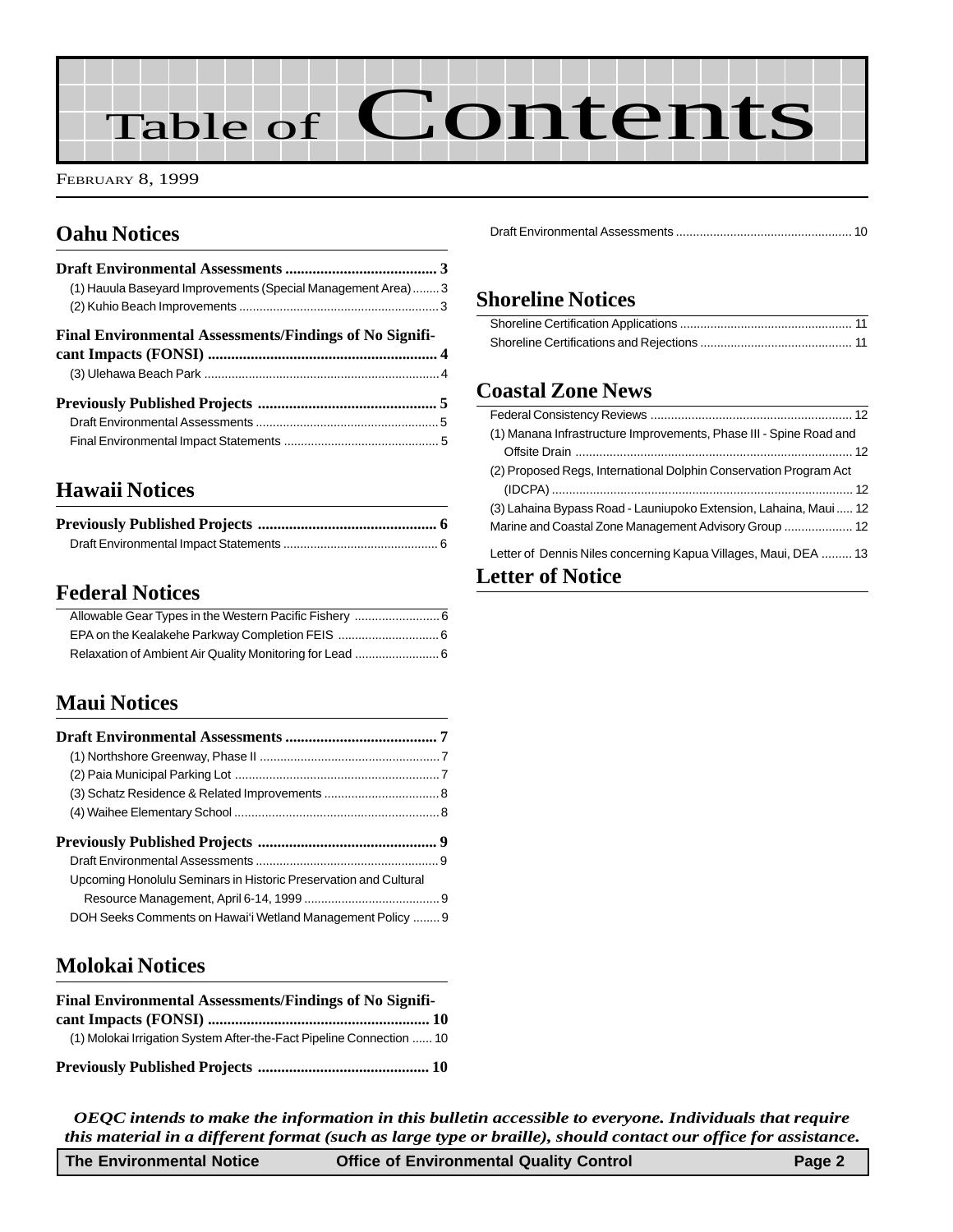# Table of Contents

February 8, 1999

## Oahu Notices

**Draft Environmental Assessments ....................................... 3**

(1) Hauula Baseyard Improvements (Special Management Area) ........ 3

(2) Kuhio Beach Improvements .......................................................... 3

**Final Environmental Assessments/Findings of No Significant Impacts (FONSI) ........................................................... 4**

(3) Ulehawa Beach Park ..................................................................... 4

**Previously Published Projects .............................................. 5**

Draft Environmental Assessments ...................................................... 5

Final Environmental Impact Statements .............................................. 5

## Hawaii Notices

**Previously Published Projects .............................................. 6**

Draft Environmental Impact Statements .............................................. 6

## Federal Notices

Allowable Gear Types in the Western Pacific Fishery ......................... 6

EPA on the Kealakehe Parkway Completion FEIS .............................. 6

Relaxation of Ambient Air Quality Monitoring for Lead ......................... 6

## Maui Notices

**Draft Environmental Assessments ....................................... 7**

(1) Northshore Greenway, Phase II ..................................................... 7

(2) Paia Municipal Parking Lot ............................................................ 7

(3) Schatz Residence & Related Improvements .................................. 8

(4) Waihee Elementary School ............................................................ 8

**Previously Published Projects .............................................. 9**

Draft Environmental Assessments ...................................................... 9

Upcoming Honolulu Seminars in Historic Preservation and Cultural Resource Management, April 6-14, 1999 ........................................ 9

DOH Seeks Comments on Hawai'i Wetland Management Policy ........ 9

## Molokai Notices

**Final Environmental Assessments/Findings of No Significant Impacts (FONSI) ......................................................... 10**

(1) Molokai Irrigation System After-the-Fact Pipeline Connection ...... 10

**Previously Published Projects ............................................ 10**

Draft Environmental Assessments .................................................... 10

## Shoreline Notices

Shoreline Certification Applications ................................................... 11

Shoreline Certifications and Rejections ............................................. 11

## Coastal Zone News

Federal Consistency Reviews ........................................................... 12

(1) Manana Infrastructure Improvements, Phase III - Spine Road and Offsite Drain ................................................................................. 12

(2) Proposed Regs, International Dolphin Conservation Program Act (IDCPA) ......................................................................................... 12

(3) Lahaina Bypass Road - Launiupoko Extension, Lahaina, Maui ..... 12

Marine and Coastal Zone Management Advisory Group .................... 12

Letter of Dennis Niles concerning Kapua Villages, Maui, DEA ......... 13

## Letter of Notice

*OEQC intends to make the information in this bulletin accessible to everyone. Individuals that require this material in a different format (such as large type or braille), should contact our office for assistance.*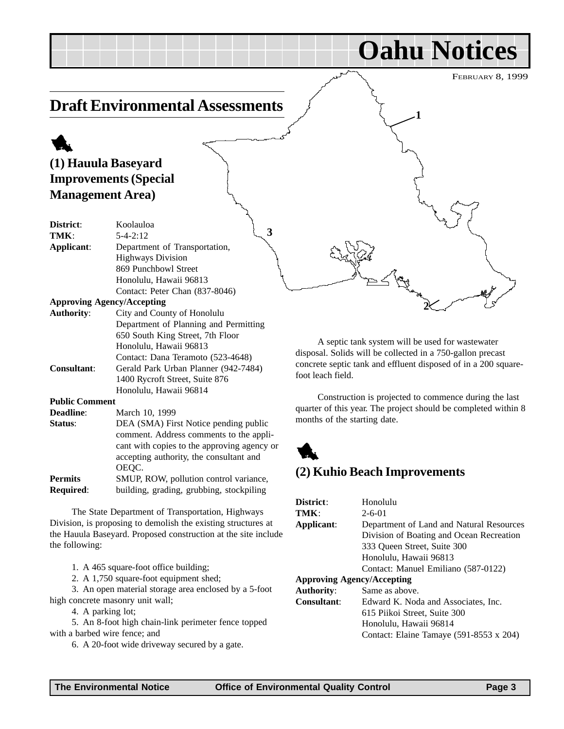# Oahu Notices

FEBRUARY 8, 1999

## Draft Environmental Assessments

### (1) Hauula Baseyard Improvements (Special Management Area)

**District**: Koolauloa
**TMK**: 5-4-2:12
**Applicant**: Department of Transportation, Highways Division
869 Punchbowl Street
Honolulu, Hawaii 96813
Contact: Peter Chan (837-8046)
**Approving Agency/Accepting Authority**: City and County of Honolulu
Department of Planning and Permitting
650 South King Street, 7th Floor
Honolulu, Hawaii 96813
Contact: Dana Teramoto (523-4648)
**Consultant**: Gerald Park Urban Planner (942-7484)
1400 Rycroft Street, Suite 876
Honolulu, Hawaii 96814
**Public Comment Deadline**: March 10, 1999
**Status**: DEA (SMA) First Notice pending public comment. Address comments to the applicant with copies to the approving agency or accepting authority, the consultant and OEQC.
**Permits Required**: SMUP, ROW, pollution control variance, building, grading, grubbing, stockpiling

The State Department of Transportation, Highways Division, is proposing to demolish the existing structures at the Hauula Baseyard. Proposed construction at the site include the following:

1. A 465 square-foot office building;
2. A 1,750 square-foot equipment shed;
3. An open material storage area enclosed by a 5-foot high concrete masonry unit wall;
4. A parking lot;
5. An 8-foot high chain-link perimeter fence topped with a barbed wire fence; and
6. A 20-foot wide driveway secured by a gate.

A septic tank system will be used for wastewater disposal. Solids will be collected in a 750-gallon precast concrete septic tank and effluent disposed of in a 200 square-foot leach field.

Construction is projected to commence during the last quarter of this year. The project should be completed within 8 months of the starting date.

### (2) Kuhio Beach Improvements

**District**: Honolulu
**TMK**: 2-6-01
**Applicant**: Department of Land and Natural Resources
Division of Boating and Ocean Recreation
333 Queen Street, Suite 300
Honolulu, Hawaii 96813
Contact: Manuel Emiliano (587-0122)
**Approving Agency/Accepting Authority**: Same as above.
**Consultant**: Edward K. Noda and Associates, Inc.
615 Piikoi Street, Suite 300
Honolulu, Hawaii 96814
Contact: Elaine Tamaye (591-8553 x 204)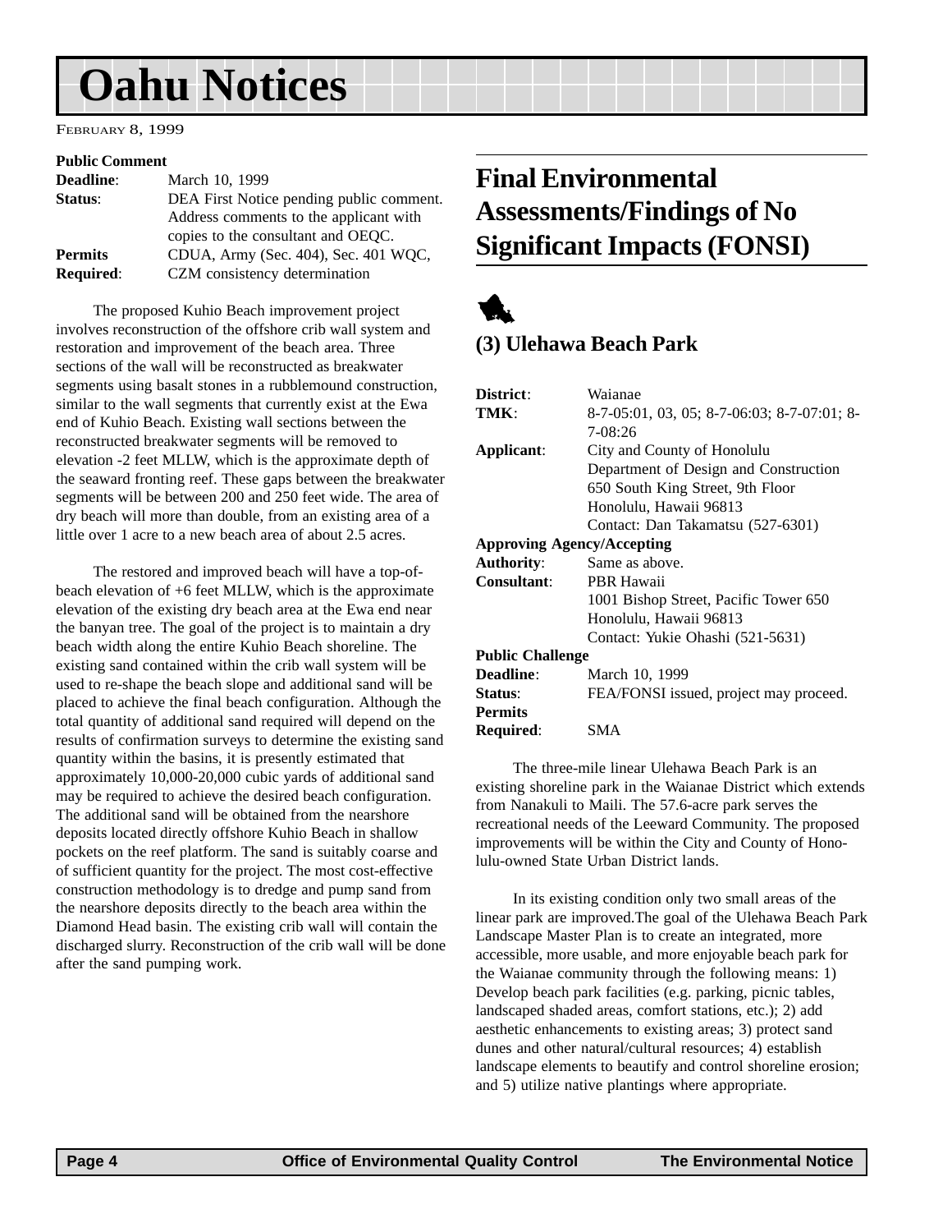# Oahu Notices

FEBRUARY 8, 1999

**Public Comment**

| | |
|---|---|
| **Deadline**: | March 10, 1999 |
| **Status**: | DEA First Notice pending public comment. Address comments to the applicant with copies to the consultant and OEQC. |
| **Permits Required**: | CDUA, Army (Sec. 404), Sec. 401 WQC, CZM consistency determination |

The proposed Kuhio Beach improvement project involves reconstruction of the offshore crib wall system and restoration and improvement of the beach area. Three sections of the wall will be reconstructed as breakwater segments using basalt stones in a rubblemound construction, similar to the wall segments that currently exist at the Ewa end of Kuhio Beach. Existing wall sections between the reconstructed breakwater segments will be removed to elevation -2 feet MLLW, which is the approximate depth of the seaward fronting reef. These gaps between the breakwater segments will be between 200 and 250 feet wide. The area of dry beach will more than double, from an existing area of a little over 1 acre to a new beach area of about 2.5 acres.

The restored and improved beach will have a top-of-beach elevation of +6 feet MLLW, which is the approximate elevation of the existing dry beach area at the Ewa end near the banyan tree. The goal of the project is to maintain a dry beach width along the entire Kuhio Beach shoreline. The existing sand contained within the crib wall system will be used to re-shape the beach slope and additional sand will be placed to achieve the final beach configuration. Although the total quantity of additional sand required will depend on the results of confirmation surveys to determine the existing sand quantity within the basins, it is presently estimated that approximately 10,000-20,000 cubic yards of additional sand may be required to achieve the desired beach configuration. The additional sand will be obtained from the nearshore deposits located directly offshore Kuhio Beach in shallow pockets on the reef platform. The sand is suitably coarse and of sufficient quantity for the project. The most cost-effective construction methodology is to dredge and pump sand from the nearshore deposits directly to the beach area within the Diamond Head basin. The existing crib wall will contain the discharged slurry. Reconstruction of the crib wall will be done after the sand pumping work.

## Final Environmental Assessments/Findings of No Significant Impacts (FONSI)

### (3) Ulehawa Beach Park

| | |
|---|---|
| **District**: | Waianae |
| **TMK**: | 8-7-05:01, 03, 05; 8-7-06:03; 8-7-07:01; 8-7-08:26 |
| **Applicant**: | City and County of Honolulu<br>Department of Design and Construction<br>650 South King Street, 9th Floor<br>Honolulu, Hawaii 96813<br>Contact: Dan Takamatsu (527-6301) |
| **Approving Agency/Accepting Authority**: | Same as above. |
| **Consultant**: | PBR Hawaii<br>1001 Bishop Street, Pacific Tower 650<br>Honolulu, Hawaii 96813<br>Contact: Yukie Ohashi (521-5631) |

**Public Challenge**

| | |
|---|---|
| **Deadline**: | March 10, 1999 |
| **Status**: | FEA/FONSI issued, project may proceed. |
| **Permits Required**: | SMA |

The three-mile linear Ulehawa Beach Park is an existing shoreline park in the Waianae District which extends from Nanakuli to Maili. The 57.6-acre park serves the recreational needs of the Leeward Community. The proposed improvements will be within the City and County of Honolulu-owned State Urban District lands.

In its existing condition only two small areas of the linear park are improved.The goal of the Ulehawa Beach Park Landscape Master Plan is to create an integrated, more accessible, more usable, and more enjoyable beach park for the Waianae community through the following means: 1) Develop beach park facilities (e.g. parking, picnic tables, landscaped shaded areas, comfort stations, etc.); 2) add aesthetic enhancements to existing areas; 3) protect sand dunes and other natural/cultural resources; 4) establish landscape elements to beautify and control shoreline erosion; and 5) utilize native plantings where appropriate.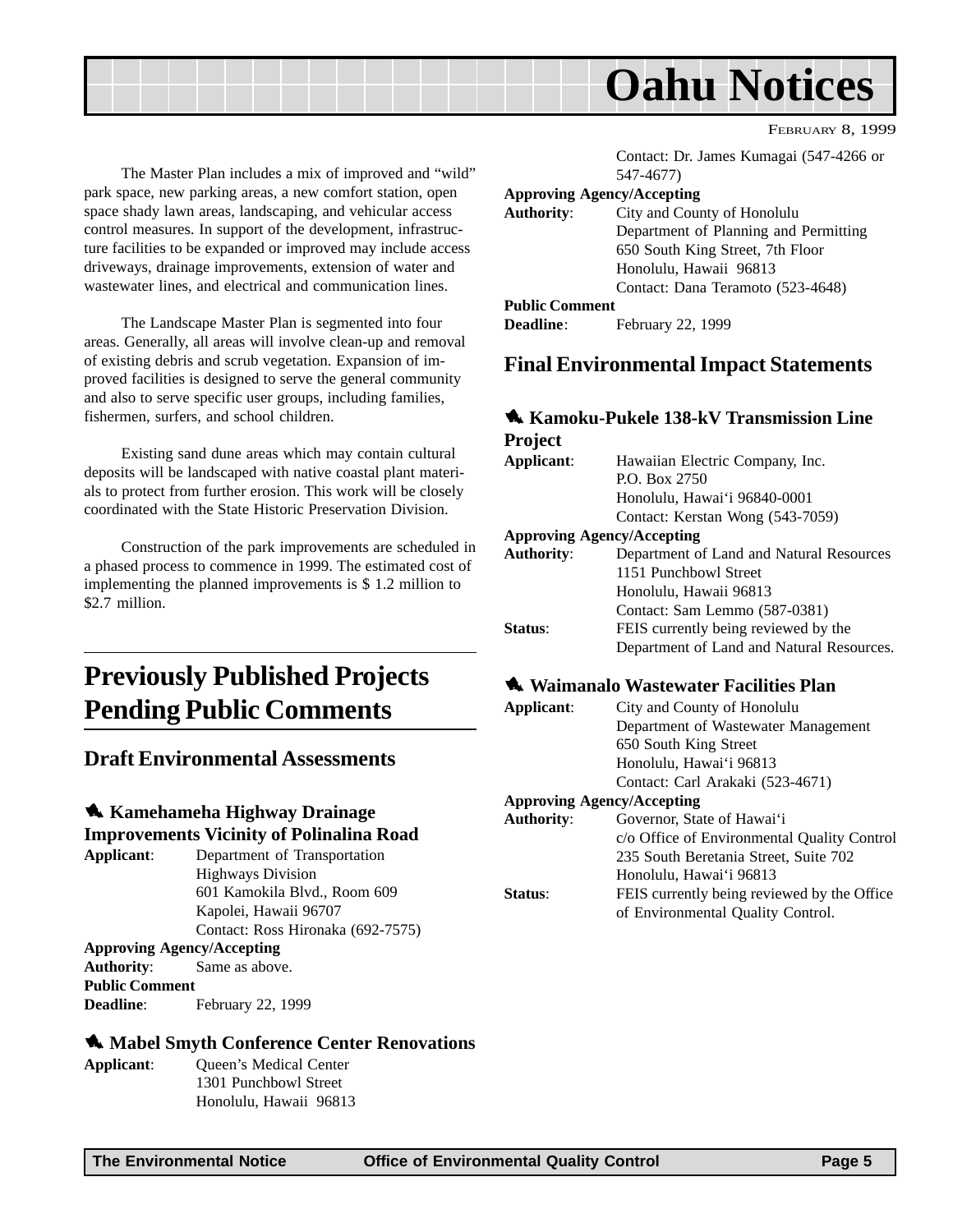The Master Plan includes a mix of improved and "wild" park space, new parking areas, a new comfort station, open space shady lawn areas, landscaping, and vehicular access control measures. In support of the development, infrastructure facilities to be expanded or improved may include access driveways, drainage improvements, extension of water and wastewater lines, and electrical and communication lines.

The Landscape Master Plan is segmented into four areas. Generally, all areas will involve clean-up and removal of existing debris and scrub vegetation. Expansion of improved facilities is designed to serve the general community and also to serve specific user groups, including families, fishermen, surfers, and school children.

Existing sand dune areas which may contain cultural deposits will be landscaped with native coastal plant materials to protect from further erosion. This work will be closely coordinated with the State Historic Preservation Division.

Construction of the park improvements are scheduled in a phased process to commence in 1999. The estimated cost of implementing the planned improvements is $ 1.2 million to $2.7 million.

# Previously Published Projects Pending Public Comments

## Draft Environmental Assessments

### Kamehameha Highway Drainage Improvements Vicinity of Polinalina Road

**Applicant**: Department of Transportation
Highways Division
601 Kamokila Blvd., Room 609
Kapolei, Hawaii 96707
Contact: Ross Hironaka (692-7575)

**Approving Agency/Accepting Authority**: Same as above.

**Public Comment Deadline**: February 22, 1999

### Mabel Smyth Conference Center Renovations

**Applicant**: Queen's Medical Center
1301 Punchbowl Street
Honolulu, Hawaii 96813
Contact: Dr. James Kumagai (547-4266 or 547-4677)

**Approving Agency/Accepting Authority**: City and County of Honolulu
Department of Planning and Permitting
650 South King Street, 7th Floor
Honolulu, Hawaii 96813
Contact: Dana Teramoto (523-4648)

**Public Comment Deadline**: February 22, 1999

## Final Environmental Impact Statements

### Kamoku-Pukele 138-kV Transmission Line Project

**Applicant**: Hawaiian Electric Company, Inc.
P.O. Box 2750
Honolulu, Hawai'i 96840-0001
Contact: Kerstan Wong (543-7059)

**Approving Agency/Accepting Authority**: Department of Land and Natural Resources
1151 Punchbowl Street
Honolulu, Hawaii 96813
Contact: Sam Lemmo (587-0381)

**Status**: FEIS currently being reviewed by the Department of Land and Natural Resources.

### Waimanalo Wastewater Facilities Plan

**Applicant**: City and County of Honolulu
Department of Wastewater Management
650 South King Street
Honolulu, Hawai'i 96813
Contact: Carl Arakaki (523-4671)

**Approving Agency/Accepting Authority**: Governor, State of Hawai'i
c/o Office of Environmental Quality Control
235 South Beretania Street, Suite 702
Honolulu, Hawai'i 96813

**Status**: FEIS currently being reviewed by the Office of Environmental Quality Control.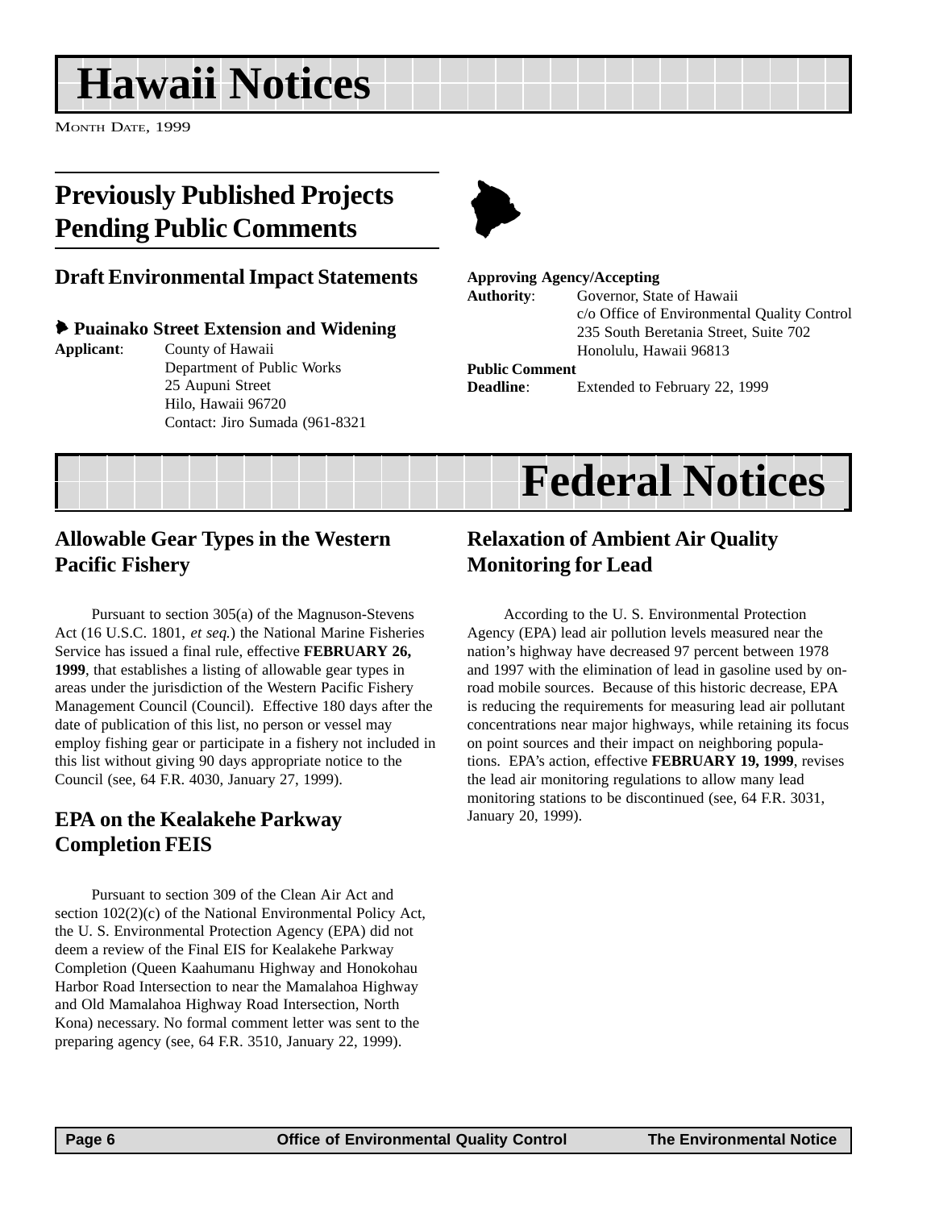# Hawaii Notices

MONTH DATE, 1999

## Previously Published Projects Pending Public Comments

### Draft Environmental Impact Statements

**Puainako Street Extension and Widening**

**Applicant**: County of Hawaii
Department of Public Works
25 Aupuni Street
Hilo, Hawaii 96720
Contact: Jiro Sumada (961-8321

**Approving Agency/Accepting Authority**: Governor, State of Hawaii
c/o Office of Environmental Quality Control
235 South Beretania Street, Suite 702
Honolulu, Hawaii 96813

**Public Comment Deadline**: Extended to February 22, 1999

# Federal Notices

## Allowable Gear Types in the Western Pacific Fishery

Pursuant to section 305(a) of the Magnuson-Stevens Act (16 U.S.C. 1801, *et seq.*) the National Marine Fisheries Service has issued a final rule, effective **FEBRUARY 26, 1999**, that establishes a listing of allowable gear types in areas under the jurisdiction of the Western Pacific Fishery Management Council (Council). Effective 180 days after the date of publication of this list, no person or vessel may employ fishing gear or participate in a fishery not included in this list without giving 90 days appropriate notice to the Council (see, 64 F.R. 4030, January 27, 1999).

## EPA on the Kealakehe Parkway Completion FEIS

Pursuant to section 309 of the Clean Air Act and section 102(2)(c) of the National Environmental Policy Act, the U. S. Environmental Protection Agency (EPA) did not deem a review of the Final EIS for Kealakehe Parkway Completion (Queen Kaahumanu Highway and Honokohau Harbor Road Intersection to near the Mamalahoa Highway and Old Mamalahoa Highway Road Intersection, North Kona) necessary. No formal comment letter was sent to the preparing agency (see, 64 F.R. 3510, January 22, 1999).

## Relaxation of Ambient Air Quality Monitoring for Lead

According to the U. S. Environmental Protection Agency (EPA) lead air pollution levels measured near the nation's highway have decreased 97 percent between 1978 and 1997 with the elimination of lead in gasoline used by on-road mobile sources. Because of this historic decrease, EPA is reducing the requirements for measuring lead air pollutant concentrations near major highways, while retaining its focus on point sources and their impact on neighboring populations. EPA's action, effective **FEBRUARY 19, 1999**, revises the lead air monitoring regulations to allow many lead monitoring stations to be discontinued (see, 64 F.R. 3031, January 20, 1999).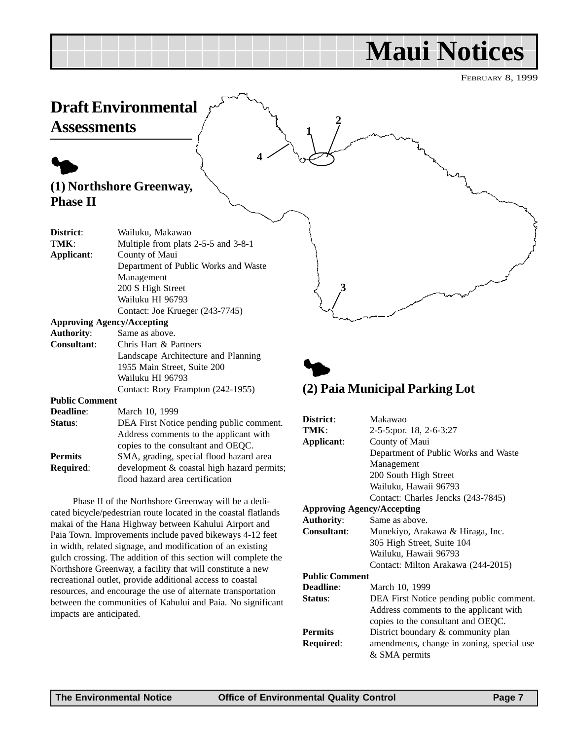# Maui Notices

FEBRUARY 8, 1999

## Draft Environmental Assessments

### (1) Northshore Greenway, Phase II

**District**: Wailuku, Makawao
**TMK**: Multiple from plats 2-5-5 and 3-8-1
**Applicant**: County of Maui
Department of Public Works and Waste Management
200 S High Street
Wailuku HI 96793
Contact: Joe Krueger (243-7745)

**Approving Agency/Accepting**
**Authority**: Same as above.
**Consultant**: Chris Hart & Partners
Landscape Architecture and Planning
1955 Main Street, Suite 200
Wailuku HI 96793
Contact: Rory Frampton (242-1955)

**Public Comment**
**Deadline**: March 10, 1999
**Status**: DEA First Notice pending public comment. Address comments to the applicant with copies to the consultant and OEQC.
**Permits Required**: SMA, grading, special flood hazard area development & coastal high hazard permits; flood hazard area certification

Phase II of the Northshore Greenway will be a dedicated bicycle/pedestrian route located in the coastal flatlands makai of the Hana Highway between Kahului Airport and Paia Town. Improvements include paved bikeways 4-12 feet in width, related signage, and modification of an existing gulch crossing. The addition of this section will complete the Northshore Greenway, a facility that will constitute a new recreational outlet, provide additional access to coastal resources, and encourage the use of alternate transportation between the communities of Kahului and Paia. No significant impacts are anticipated.

### (2) Paia Municipal Parking Lot

**District**: Makawao
**TMK**: 2-5-5:por. 18, 2-6-3:27
**Applicant**: County of Maui
Department of Public Works and Waste Management
200 South High Street
Wailuku, Hawaii 96793
Contact: Charles Jencks (243-7845)

**Approving Agency/Accepting**
**Authority**: Same as above.
**Consultant**: Munekiyo, Arakawa & Hiraga, Inc.
305 High Street, Suite 104
Wailuku, Hawaii 96793
Contact: Milton Arakawa (244-2015)

**Public Comment**
**Deadline**: March 10, 1999
**Status**: DEA First Notice pending public comment. Address comments to the applicant with copies to the consultant and OEQC.
**Permits Required**: District boundary & community plan amendments, change in zoning, special use & SMA permits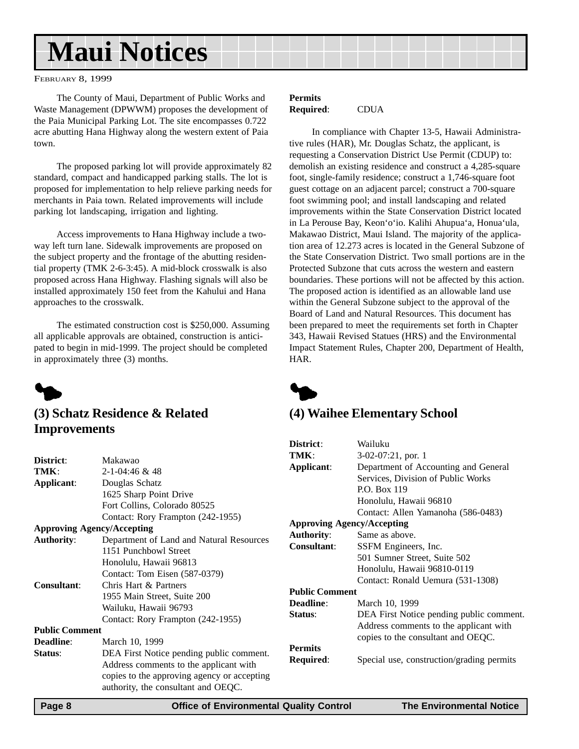# Maui Notices

FEBRUARY 8, 1999

The County of Maui, Department of Public Works and Waste Management (DPWWM) proposes the development of the Paia Municipal Parking Lot. The site encompasses 0.722 acre abutting Hana Highway along the western extent of Paia town.

The proposed parking lot will provide approximately 82 standard, compact and handicapped parking stalls. The lot is proposed for implementation to help relieve parking needs for merchants in Paia town. Related improvements will include parking lot landscaping, irrigation and lighting.

Access improvements to Hana Highway include a two-way left turn lane. Sidewalk improvements are proposed on the subject property and the frontage of the abutting residential property (TMK 2-6-3:45). A mid-block crosswalk is also proposed across Hana Highway. Flashing signals will also be installed approximately 150 feet from the Kahului and Hana approaches to the crosswalk.

The estimated construction cost is $250,000. Assuming all applicable approvals are obtained, construction is anticipated to begin in mid-1999. The project should be completed in approximately three (3) months.

## (3) Schatz Residence & Related Improvements

**District**: Makawao
**TMK**: 2-1-04:46 & 48
**Applicant**: Douglas Schatz
1625 Sharp Point Drive
Fort Collins, Colorado 80525
Contact: Rory Frampton (242-1955)
**Approving Agency/Accepting Authority**: Department of Land and Natural Resources
1151 Punchbowl Street
Honolulu, Hawaii 96813
Contact: Tom Eisen (587-0379)
**Consultant**: Chris Hart & Partners
1955 Main Street, Suite 200
Wailuku, Hawaii 96793
Contact: Rory Frampton (242-1955)
**Public Comment Deadline**: March 10, 1999
**Status**: DEA First Notice pending public comment. Address comments to the applicant with copies to the approving agency or accepting authority, the consultant and OEQC.
**Permits Required**: CDUA

In compliance with Chapter 13-5, Hawaii Administrative rules (HAR), Mr. Douglas Schatz, the applicant, is requesting a Conservation District Use Permit (CDUP) to: demolish an existing residence and construct a 4,285-square foot, single-family residence; construct a 1,746-square foot guest cottage on an adjacent parcel; construct a 700-square foot swimming pool; and install landscaping and related improvements within the State Conservation District located in La Perouse Bay, Keon'o'io. Kalihi Ahupua'a, Honua'ula, Makawao District, Maui Island. The majority of the application area of 12.273 acres is located in the General Subzone of the State Conservation District. Two small portions are in the Protected Subzone that cuts across the western and eastern boundaries. These portions will not be affected by this action. The proposed action is identified as an allowable land use within the General Subzone subject to the approval of the Board of Land and Natural Resources. This document has been prepared to meet the requirements set forth in Chapter 343, Hawaii Revised Statues (HRS) and the Environmental Impact Statement Rules, Chapter 200, Department of Health, HAR.

## (4) Waihee Elementary School

**District**: Wailuku
**TMK**: 3-02-07:21, por. 1
**Applicant**: Department of Accounting and General Services, Division of Public Works
P.O. Box 119
Honolulu, Hawaii 96810
Contact: Allen Yamanoha (586-0483)
**Approving Agency/Accepting Authority**: Same as above.
**Consultant**: SSFM Engineers, Inc.
501 Sumner Street, Suite 502
Honolulu, Hawaii 96810-0119
Contact: Ronald Uemura (531-1308)
**Public Comment Deadline**: March 10, 1999
**Status**: DEA First Notice pending public comment. Address comments to the applicant with copies to the consultant and OEQC.
**Permits Required**: Special use, construction/grading permits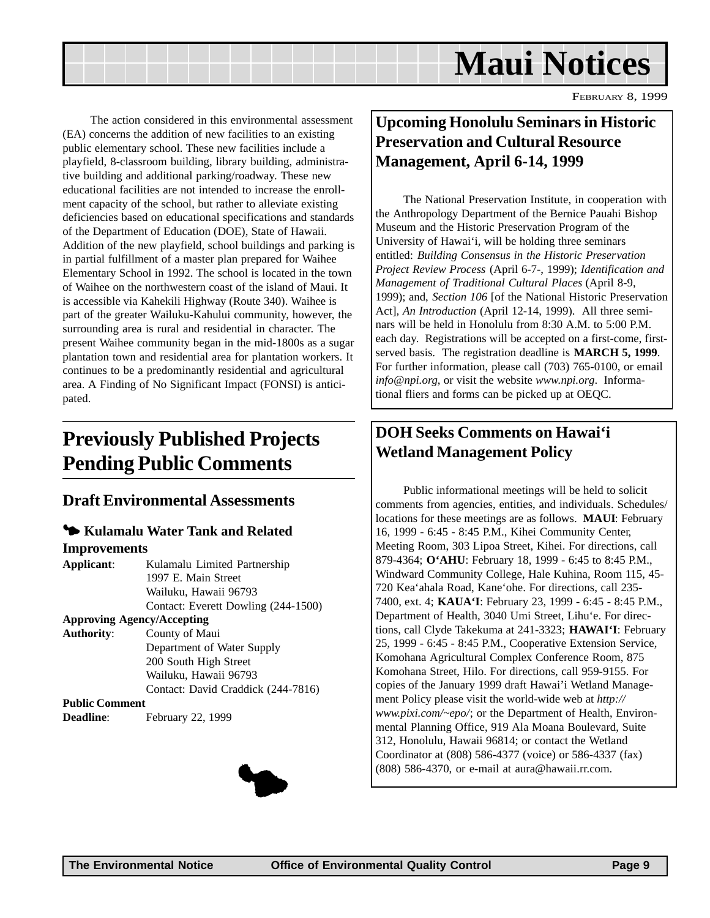The action considered in this environmental assessment (EA) concerns the addition of new facilities to an existing public elementary school. These new facilities include a playfield, 8-classroom building, library building, administrative building and additional parking/roadway. These new educational facilities are not intended to increase the enrollment capacity of the school, but rather to alleviate existing deficiencies based on educational specifications and standards of the Department of Education (DOE), State of Hawaii. Addition of the new playfield, school buildings and parking is in partial fulfillment of a master plan prepared for Waihee Elementary School in 1992. The school is located in the town of Waihee on the northwestern coast of the island of Maui. It is accessible via Kahekili Highway (Route 340). Waihee is part of the greater Wailuku-Kahului community, however, the surrounding area is rural and residential in character. The present Waihee community began in the mid-1800s as a sugar plantation town and residential area for plantation workers. It continues to be a predominantly residential and agricultural area. A Finding of No Significant Impact (FONSI) is anticipated.

# Previously Published Projects Pending Public Comments

## Draft Environmental Assessments

### Kulamalu Water Tank and Related Improvements

**Applicant**: Kulamalu Limited Partnership
1997 E. Main Street
Wailuku, Hawaii 96793
Contact: Everett Dowling (244-1500)

**Approving Agency/Accepting Authority**: County of Maui
Department of Water Supply
200 South High Street
Wailuku, Hawaii 96793
Contact: David Craddick (244-7816)

**Public Comment Deadline**: February 22, 1999

## Upcoming Honolulu Seminars in Historic Preservation and Cultural Resource Management, April 6-14, 1999

The National Preservation Institute, in cooperation with the Anthropology Department of the Bernice Pauahi Bishop Museum and the Historic Preservation Program of the University of Hawai'i, will be holding three seminars entitled: *Building Consensus in the Historic Preservation Project Review Process* (April 6-7-, 1999); *Identification and Management of Traditional Cultural Places* (April 8-9, 1999); and, *Section 106* [of the National Historic Preservation Act], *An Introduction* (April 12-14, 1999). All three seminars will be held in Honolulu from 8:30 A.M. to 5:00 P.M. each day. Registrations will be accepted on a first-come, first-served basis. The registration deadline is **MARCH 5, 1999**. For further information, please call (703) 765-0100, or email *info@npi.org*, or visit the website *www.npi.org*. Informational fliers and forms can be picked up at OEQC.

## DOH Seeks Comments on Hawai'i Wetland Management Policy

Public informational meetings will be held to solicit comments from agencies, entities, and individuals. Schedules/locations for these meetings are as follows. **MAUI**: February 16, 1999 - 6:45 - 8:45 P.M., Kihei Community Center, Meeting Room, 303 Lipoa Street, Kihei. For directions, call 879-4364; **O'AHU**: February 18, 1999 - 6:45 to 8:45 P.M., Windward Community College, Hale Kuhina, Room 115, 45-720 Kea'ahala Road, Kane'ohe. For directions, call 235-7400, ext. 4; **KAUA'I**: February 23, 1999 - 6:45 - 8:45 P.M., Department of Health, 3040 Umi Street, Lihu'e. For directions, call Clyde Takekuma at 241-3323; **HAWAI'I**: February 25, 1999 - 6:45 - 8:45 P.M., Cooperative Extension Service, Komohana Agricultural Complex Conference Room, 875 Komohana Street, Hilo. For directions, call 959-9155. For copies of the January 1999 draft Hawai'i Wetland Management Policy please visit the world-wide web at *http://www.pixi.com/~epo/*; or the Department of Health, Environmental Planning Office, 919 Ala Moana Boulevard, Suite 312, Honolulu, Hawaii 96814; or contact the Wetland Coordinator at (808) 586-4377 (voice) or 586-4337 (fax) (808) 586-4370, or e-mail at aura@hawaii.rr.com.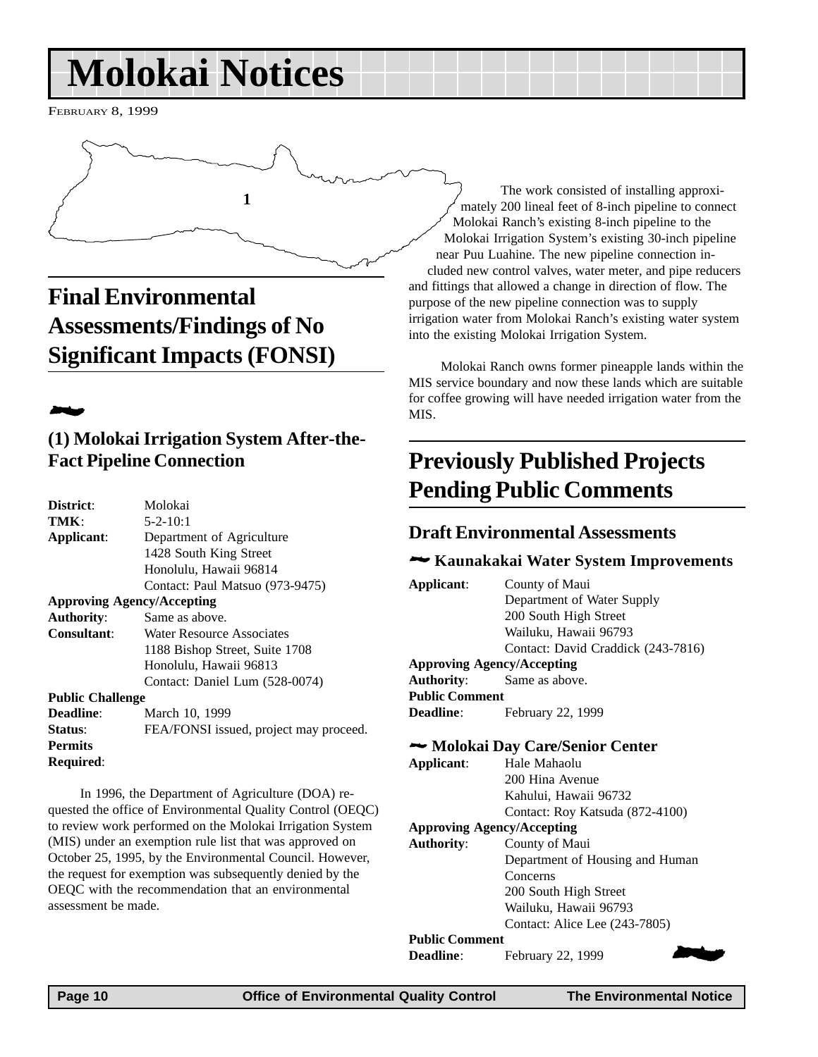# Molokai Notices

February 8, 1999

## Final Environmental Assessments/Findings of No Significant Impacts (FONSI)

### (1) Molokai Irrigation System After-the-Fact Pipeline Connection

**District**: Molokai
**TMK**: 5-2-10:1
**Applicant**: Department of Agriculture
1428 South King Street
Honolulu, Hawaii 96814
Contact: Paul Matsuo (973-9475)
**Approving Agency/Accepting Authority**: Same as above.
**Consultant**: Water Resource Associates
1188 Bishop Street, Suite 1708
Honolulu, Hawaii 96813
Contact: Daniel Lum (528-0074)
**Public Challenge Deadline**: March 10, 1999
**Status**: FEA/FONSI issued, project may proceed.
**Permits Required**:

In 1996, the Department of Agriculture (DOA) requested the office of Environmental Quality Control (OEQC) to review work performed on the Molokai Irrigation System (MIS) under an exemption rule list that was approved on October 25, 1995, by the Environmental Council. However, the request for exemption was subsequently denied by the OEQC with the recommendation that an environmental assessment be made.

The work consisted of installing approximately 200 lineal feet of 8-inch pipeline to connect Molokai Ranch's existing 8-inch pipeline to the Molokai Irrigation System's existing 30-inch pipeline near Puu Luahine. The new pipeline connection included new control valves, water meter, and pipe reducers and fittings that allowed a change in direction of flow. The purpose of the new pipeline connection was to supply irrigation water from Molokai Ranch's existing water system into the existing Molokai Irrigation System.

Molokai Ranch owns former pineapple lands within the MIS service boundary and now these lands which are suitable for coffee growing will have needed irrigation water from the MIS.

## Previously Published Projects Pending Public Comments

### Draft Environmental Assessments

#### Kaunakakai Water System Improvements

**Applicant**: County of Maui
Department of Water Supply
200 South High Street
Wailuku, Hawaii 96793
Contact: David Craddick (243-7816)
**Approving Agency/Accepting Authority**: Same as above.
**Public Comment Deadline**: February 22, 1999

#### Molokai Day Care/Senior Center

**Applicant**: Hale Mahaolu
200 Hina Avenue
Kahului, Hawaii 96732
Contact: Roy Katsuda (872-4100)
**Approving Agency/Accepting Authority**: County of Maui
Department of Housing and Human Concerns
200 South High Street
Wailuku, Hawaii 96793
Contact: Alice Lee (243-7805)
**Public Comment Deadline**: February 22, 1999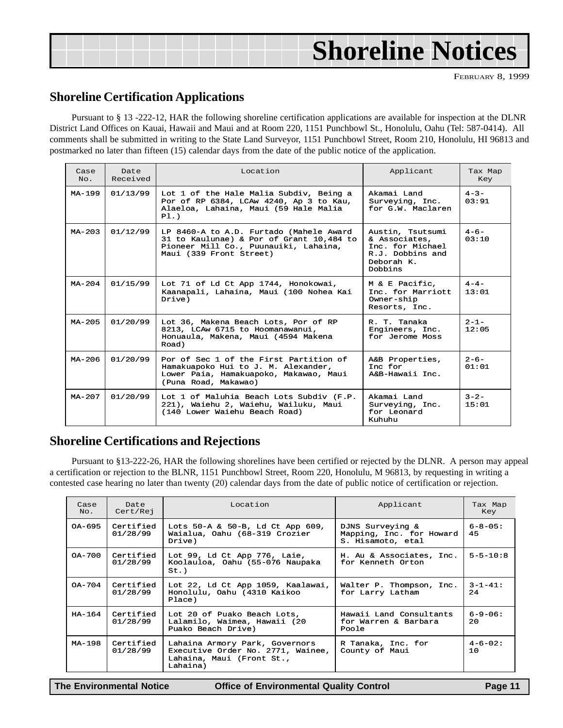# Shoreline Notices

FEBRUARY 8, 1999

## Shoreline Certification Applications

Pursuant to § 13 -222-12, HAR the following shoreline certification applications are available for inspection at the DLNR District Land Offices on Kauai, Hawaii and Maui and at Room 220, 1151 Punchbowl St., Honolulu, Oahu (Tel: 587-0414). All comments shall be submitted in writing to the State Land Surveyor, 1151 Punchbowl Street, Room 210, Honolulu, HI 96813 and postmarked no later than fifteen (15) calendar days from the date of the public notice of the application.

| Case No. | Date Received | Location | Applicant | Tax Map Key |
|---|---|---|---|---|
| MA-199 | 01/13/99 | Lot 1 of the Hale Malia Subdiv, Being a Por of RP 6384, LCAw 4240, Ap 3 to Kau, Alaeloa, Lahaina, Maui (59 Hale Malia Pl.) | Akamai Land Surveying, Inc. for G.W. Maclaren | 4-3-03:91 |
| MA-203 | 01/12/99 | LP 8460-A to A.D. Furtado (Mahele Award 31 to Kaulunae) & Por of Grant 10,484 to Pioneer Mill Co., Puunauiki, Lahaina, Maui (339 Front Street) | Austin, Tsutsumi & Associates, Inc. for Michael R.J. Dobbins and Deborah K. Dobbins | 4-6-03:10 |
| MA-204 | 01/15/99 | Lot 71 of Ld Ct App 1744, Honokowai, Kaanapali, Lahaina, Maui (100 Nohea Kai Drive) | M & E Pacific, Inc. for Marriott Owner-ship Resorts, Inc. | 4-4-13:01 |
| MA-205 | 01/20/99 | Lot 36, Makena Beach Lots, Por of RP 8213, LCAw 6715 to Hoomanawanui, Honuaula, Makena, Maui (4594 Makena Road) | R. T. Tanaka Engineers, Inc. for Jerome Moss | 2-1-12:05 |
| MA-206 | 01/20/99 | Por of Sec 1 of the First Partition of Hamakuapoko Hui to J. M. Alexander, Lower Paia, Hamakuapoko, Makawao, Maui (Puna Road, Makawao) | A&B Properties, Inc for A&B-Hawaii Inc. | 2-6-01:01 |
| MA-207 | 01/20/99 | Lot 1 of Maluhia Beach Lots Subdiv (F.P. 221), Waiehu 2, Waiehu, Wailuku, Maui (140 Lower Waiehu Beach Road) | Akamai Land Surveying, Inc. for Leonard Kuhuhu | 3-2-15:01 |

## Shoreline Certifications and Rejections

Pursuant to §13-222-26, HAR the following shorelines have been certified or rejected by the DLNR. A person may appeal a certification or rejection to the BLNR, 1151 Punchbowl Street, Room 220, Honolulu, M 96813, by requesting in writing a contested case hearing no later than twenty (20) calendar days from the date of public notice of certification or rejection.

| Case No. | Date Cert/Rej | Location | Applicant | Tax Map Key |
|---|---|---|---|---|
| OA-695 | Certified 01/28/99 | Lots 50-A & 50-B, Ld Ct App 609, Waialua, Oahu (68-319 Crozier Drive) | DJNS Surveying & Mapping, Inc. for Howard S. Hisamoto, etal | 6-8-05:45 |
| OA-700 | Certified 01/28/99 | Lot 99, Ld Ct App 776, Laie, Koolauloa, Oahu (55-076 Naupaka St.) | H. Au & Associates, Inc. for Kenneth Orton | 5-5-10:8 |
| OA-704 | Certified 01/28/99 | Lot 22, Ld Ct App 1059, Kaalawai, Honolulu, Oahu (4310 Kaikoo Place) | Walter P. Thompson, Inc. for Larry Latham | 3-1-41:24 |
| HA-164 | Certified 01/28/99 | Lot 20 of Puako Beach Lots, Lalamilo, Waimea, Hawaii (20 Puako Beach Drive) | Hawaii Land Consultants for Warren & Barbara Poole | 6-9-06:20 |
| MA-198 | Certified 01/28/99 | Lahaina Armory Park, Governors Executive Order No. 2771, Wainee, Lahaina, Maui (Front St., Lahaina) | R Tanaka, Inc. for County of Maui | 4-6-02:10 |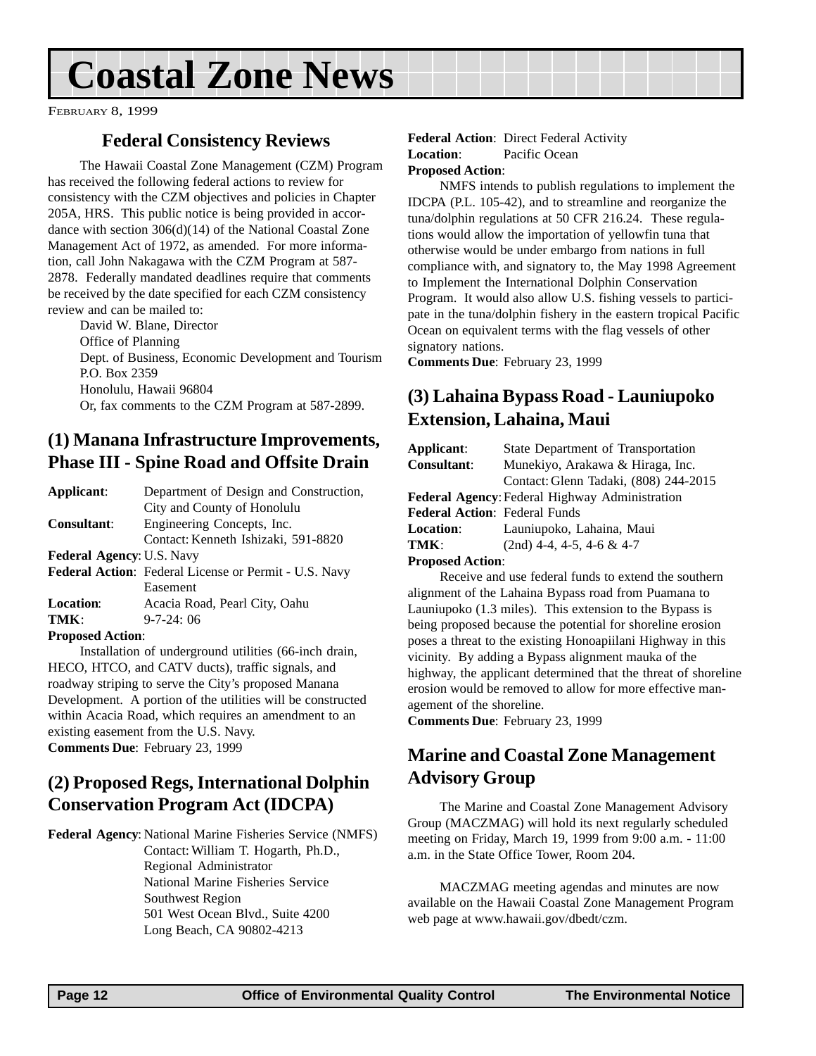# Coastal Zone News

February 8, 1999

## Federal Consistency Reviews

The Hawaii Coastal Zone Management (CZM) Program has received the following federal actions to review for consistency with the CZM objectives and policies in Chapter 205A, HRS. This public notice is being provided in accordance with section 306(d)(14) of the National Coastal Zone Management Act of 1972, as amended. For more information, call John Nakagawa with the CZM Program at 587-2878. Federally mandated deadlines require that comments be received by the date specified for each CZM consistency review and can be mailed to:

David W. Blane, Director
Office of Planning
Dept. of Business, Economic Development and Tourism
P.O. Box 2359
Honolulu, Hawaii 96804
Or, fax comments to the CZM Program at 587-2899.

## (1) Manana Infrastructure Improvements, Phase III - Spine Road and Offsite Drain

**Applicant**: Department of Design and Construction, City and County of Honolulu
**Consultant**: Engineering Concepts, Inc.
Contact: Kenneth Ishizaki, 591-8820
**Federal Agency**: U.S. Navy
**Federal Action**: Federal License or Permit - U.S. Navy Easement
**Location**: Acacia Road, Pearl City, Oahu
**TMK**: 9-7-24: 06
**Proposed Action**:

Installation of underground utilities (66-inch drain, HECO, HTCO, and CATV ducts), traffic signals, and roadway striping to serve the City's proposed Manana Development. A portion of the utilities will be constructed within Acacia Road, which requires an amendment to an existing easement from the U.S. Navy.

**Comments Due**: February 23, 1999

## (2) Proposed Regs, International Dolphin Conservation Program Act (IDCPA)

**Federal Agency**: National Marine Fisheries Service (NMFS)
Contact: William T. Hogarth, Ph.D., Regional Administrator
National Marine Fisheries Service
Southwest Region
501 West Ocean Blvd., Suite 4200
Long Beach, CA 90802-4213
**Federal Action**: Direct Federal Activity
**Location**: Pacific Ocean
**Proposed Action**:

NMFS intends to publish regulations to implement the IDCPA (P.L. 105-42), and to streamline and reorganize the tuna/dolphin regulations at 50 CFR 216.24. These regulations would allow the importation of yellowfin tuna that otherwise would be under embargo from nations in full compliance with, and signatory to, the May 1998 Agreement to Implement the International Dolphin Conservation Program. It would also allow U.S. fishing vessels to participate in the tuna/dolphin fishery in the eastern tropical Pacific Ocean on equivalent terms with the flag vessels of other signatory nations.

**Comments Due**: February 23, 1999

## (3) Lahaina Bypass Road - Launiupoko Extension, Lahaina, Maui

**Applicant**: State Department of Transportation
**Consultant**: Munekiyo, Arakawa & Hiraga, Inc.
Contact: Glenn Tadaki, (808) 244-2015
**Federal Agency**: Federal Highway Administration
**Federal Action**: Federal Funds
**Location**: Launiupoko, Lahaina, Maui
**TMK**: (2nd) 4-4, 4-5, 4-6 & 4-7
**Proposed Action**:

Receive and use federal funds to extend the southern alignment of the Lahaina Bypass road from Puamana to Launiupoko (1.3 miles). This extension to the Bypass is being proposed because the potential for shoreline erosion poses a threat to the existing Honoapiilani Highway in this vicinity. By adding a Bypass alignment mauka of the highway, the applicant determined that the threat of shoreline erosion would be removed to allow for more effective management of the shoreline.

**Comments Due**: February 23, 1999

## Marine and Coastal Zone Management Advisory Group

The Marine and Coastal Zone Management Advisory Group (MACZMAG) will hold its next regularly scheduled meeting on Friday, March 19, 1999 from 9:00 a.m. - 11:00 a.m. in the State Office Tower, Room 204.

MACZMAG meeting agendas and minutes are now available on the Hawaii Coastal Zone Management Program web page at www.hawaii.gov/dbedt/czm.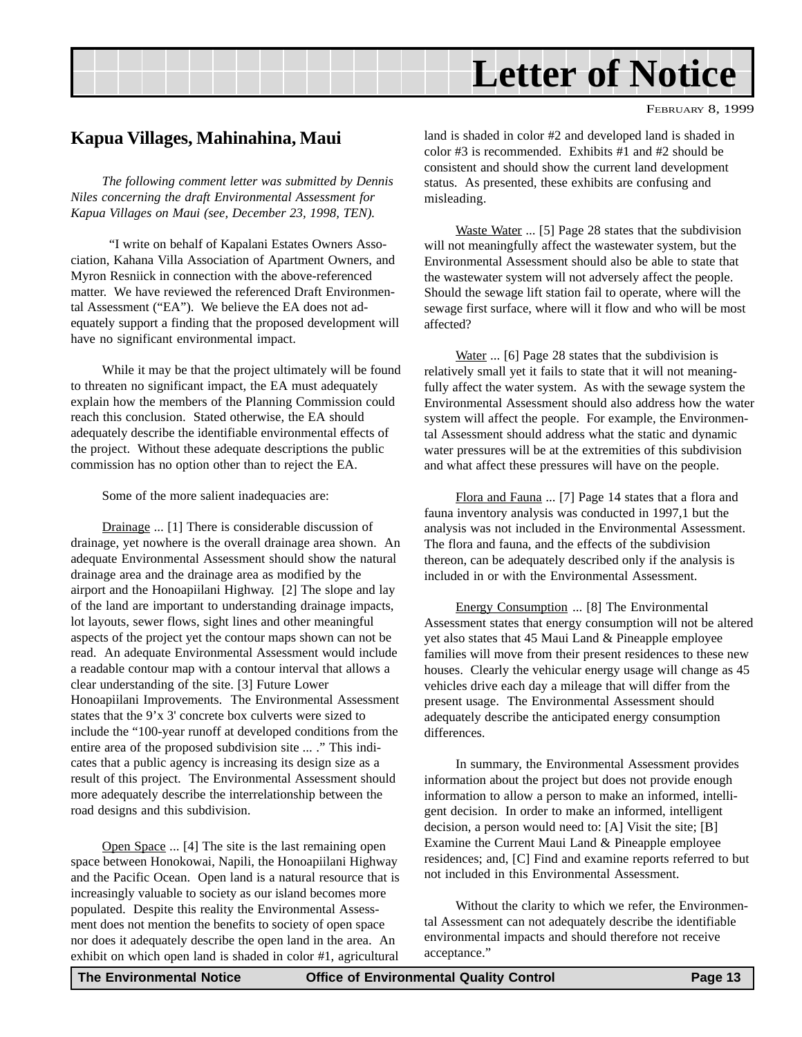# Letter of Notice

FEBRUARY 8, 1999

## Kapua Villages, Mahinahina, Maui

*The following comment letter was submitted by Dennis Niles concerning the draft Environmental Assessment for Kapua Villages on Maui (see, December 23, 1998, TEN).*

"I write on behalf of Kapalani Estates Owners Association, Kahana Villa Association of Apartment Owners, and Myron Resniick in connection with the above-referenced matter. We have reviewed the referenced Draft Environmental Assessment ("EA"). We believe the EA does not adequately support a finding that the proposed development will have no significant environmental impact.

While it may be that the project ultimately will be found to threaten no significant impact, the EA must adequately explain how the members of the Planning Commission could reach this conclusion. Stated otherwise, the EA should adequately describe the identifiable environmental effects of the project. Without these adequate descriptions the public commission has no option other than to reject the EA.

Some of the more salient inadequacies are:

Drainage ... [1] There is considerable discussion of drainage, yet nowhere is the overall drainage area shown. An adequate Environmental Assessment should show the natural drainage area and the drainage area as modified by the airport and the Honoapiilani Highway. [2] The slope and lay of the land are important to understanding drainage impacts, lot layouts, sewer flows, sight lines and other meaningful aspects of the project yet the contour maps shown can not be read. An adequate Environmental Assessment would include a readable contour map with a contour interval that allows a clear understanding of the site. [3] Future Lower Honoapiilani Improvements. The Environmental Assessment states that the 9'x 3' concrete box culverts were sized to include the "100-year runoff at developed conditions from the entire area of the proposed subdivision site ... ." This indicates that a public agency is increasing its design size as a result of this project. The Environmental Assessment should more adequately describe the interrelationship between the road designs and this subdivision.

Open Space ... [4] The site is the last remaining open space between Honokowai, Napili, the Honoapiilani Highway and the Pacific Ocean. Open land is a natural resource that is increasingly valuable to society as our island becomes more populated. Despite this reality the Environmental Assessment does not mention the benefits to society of open space nor does it adequately describe the open land in the area. An exhibit on which open land is shaded in color #1, agricultural land is shaded in color #2 and developed land is shaded in color #3 is recommended. Exhibits #1 and #2 should be consistent and should show the current land development status. As presented, these exhibits are confusing and misleading.

Waste Water ... [5] Page 28 states that the subdivision will not meaningfully affect the wastewater system, but the Environmental Assessment should also be able to state that the wastewater system will not adversely affect the people. Should the sewage lift station fail to operate, where will the sewage first surface, where will it flow and who will be most affected?

Water ... [6] Page 28 states that the subdivision is relatively small yet it fails to state that it will not meaningfully affect the water system. As with the sewage system the Environmental Assessment should also address how the water system will affect the people. For example, the Environmental Assessment should address what the static and dynamic water pressures will be at the extremities of this subdivision and what affect these pressures will have on the people.

Flora and Fauna ... [7] Page 14 states that a flora and fauna inventory analysis was conducted in 1997,1 but the analysis was not included in the Environmental Assessment. The flora and fauna, and the effects of the subdivision thereon, can be adequately described only if the analysis is included in or with the Environmental Assessment.

Energy Consumption ... [8] The Environmental Assessment states that energy consumption will not be altered yet also states that 45 Maui Land & Pineapple employee families will move from their present residences to these new houses. Clearly the vehicular energy usage will change as 45 vehicles drive each day a mileage that will differ from the present usage. The Environmental Assessment should adequately describe the anticipated energy consumption differences.

In summary, the Environmental Assessment provides information about the project but does not provide enough information to allow a person to make an informed, intelligent decision. In order to make an informed, intelligent decision, a person would need to: [A] Visit the site; [B] Examine the Current Maui Land & Pineapple employee residences; and, [C] Find and examine reports referred to but not included in this Environmental Assessment.

Without the clarity to which we refer, the Environmental Assessment can not adequately describe the identifiable environmental impacts and should therefore not receive acceptance."